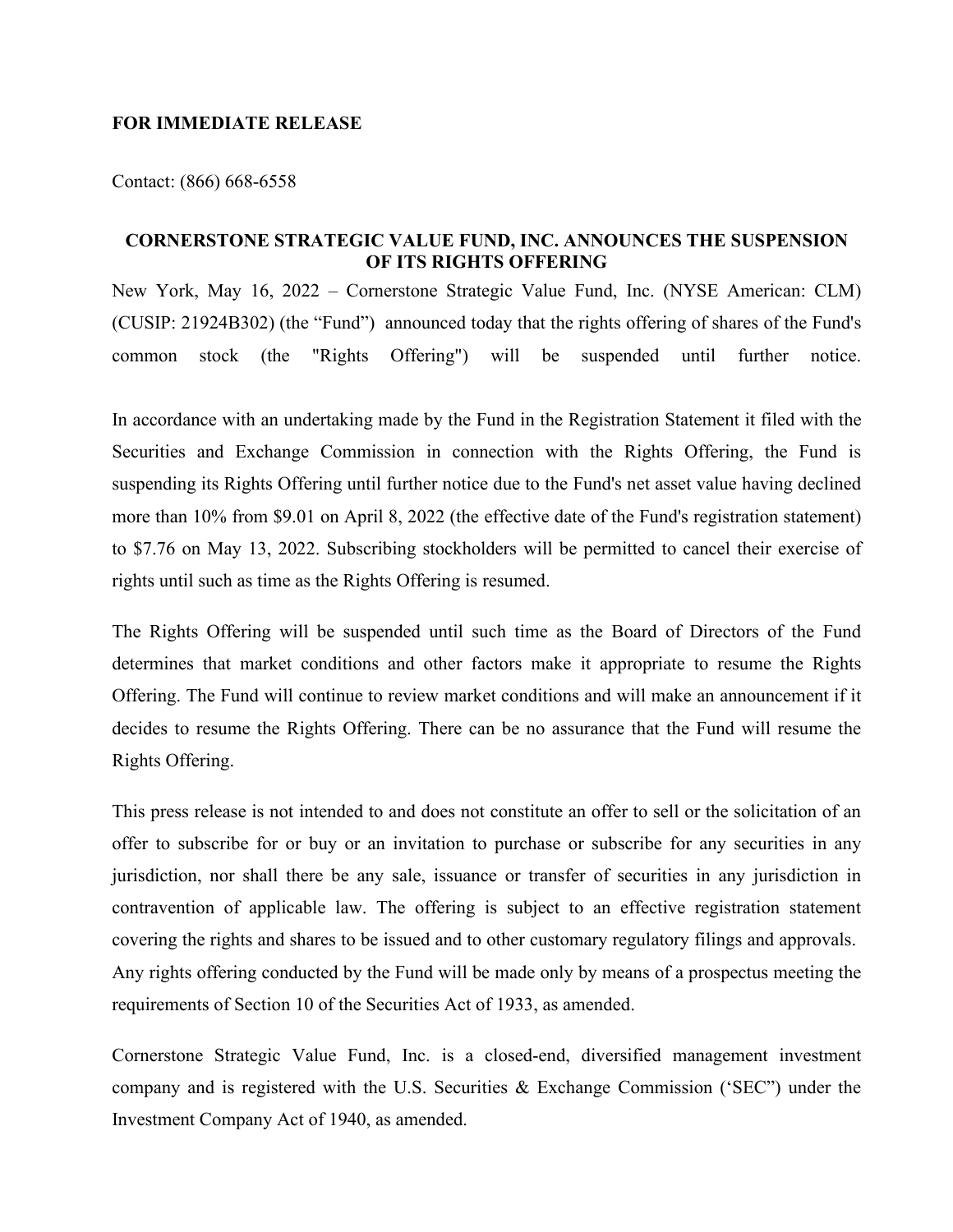**FOR IMMEDIATE RELEASE**

Contact: (866) 668-6558

**CORNERSTONE STRATEGIC VALUE FUND, INC. ANNOUNCES THE SUSPENSION OF ITS RIGHTS OFFERING**

New York, May 16, 2022 – Cornerstone Strategic Value Fund, Inc. (NYSE American: CLM) (CUSIP: 21924B302) (the "Fund") announced today that the rights offering of shares of the Fund's common stock (the "Rights Offering") will be suspended until further notice.

In accordance with an undertaking made by the Fund in the Registration Statement it filed with the Securities and Exchange Commission in connection with the Rights Offering, the Fund is suspending its Rights Offering until further notice due to the Fund's net asset value having declined more than 10% from $9.01 on April 8, 2022 (the effective date of the Fund's registration statement) to $7.76 on May 13, 2022. Subscribing stockholders will be permitted to cancel their exercise of rights until such as time as the Rights Offering is resumed.

The Rights Offering will be suspended until such time as the Board of Directors of the Fund determines that market conditions and other factors make it appropriate to resume the Rights Offering. The Fund will continue to review market conditions and will make an announcement if it decides to resume the Rights Offering. There can be no assurance that the Fund will resume the Rights Offering.

This press release is not intended to and does not constitute an offer to sell or the solicitation of an offer to subscribe for or buy or an invitation to purchase or subscribe for any securities in any jurisdiction, nor shall there be any sale, issuance or transfer of securities in any jurisdiction in contravention of applicable law. The offering is subject to an effective registration statement covering the rights and shares to be issued and to other customary regulatory filings and approvals. Any rights offering conducted by the Fund will be made only by means of a prospectus meeting the requirements of Section 10 of the Securities Act of 1933, as amended.

Cornerstone Strategic Value Fund, Inc. is a closed-end, diversified management investment company and is registered with the U.S. Securities & Exchange Commission ('SEC") under the Investment Company Act of 1940, as amended.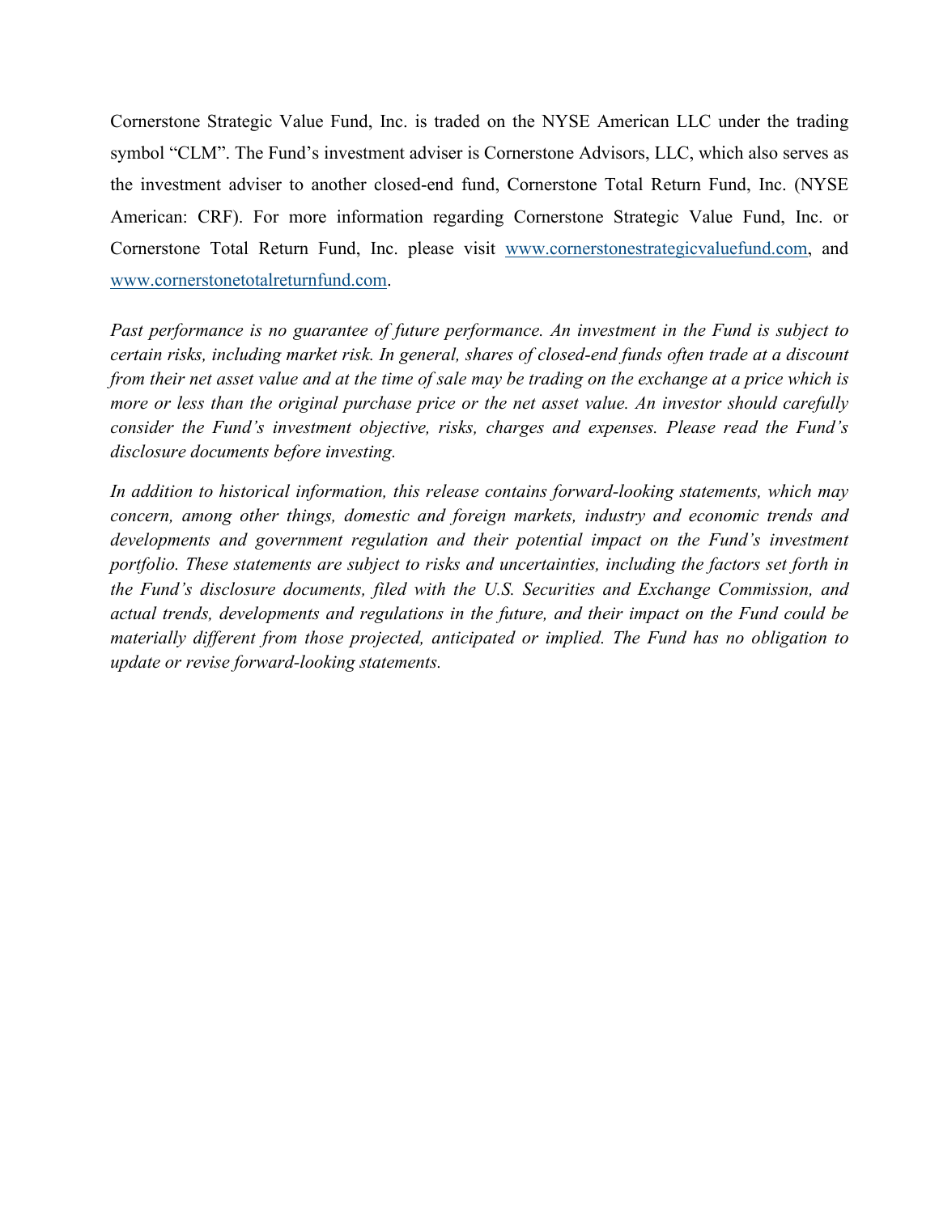Cornerstone Strategic Value Fund, Inc. is traded on the NYSE American LLC under the trading symbol "CLM". The Fund's investment adviser is Cornerstone Advisors, LLC, which also serves as the investment adviser to another closed-end fund, Cornerstone Total Return Fund, Inc. (NYSE American: CRF). For more information regarding Cornerstone Strategic Value Fund, Inc. or Cornerstone Total Return Fund, Inc. please visit [www.cornerstonestrategicvaluefund.com](http://www.cornerstonestrategicvaluefund.com), and [www.cornerstonetotalreturnfund.com](http://www.cornerstonetotalreturnfund.com).

*Past performance is no guarantee of future performance. An investment in the Fund is subject to certain risks, including market risk. In general, shares of closed-end funds often trade at a discount from their net asset value and at the time of sale may be trading on the exchange at a price which is more or less than the original purchase price or the net asset value. An investor should carefully consider the Fund's investment objective, risks, charges and expenses. Please read the Fund's disclosure documents before investing.*

*In addition to historical information, this release contains forward-looking statements, which may concern, among other things, domestic and foreign markets, industry and economic trends and developments and government regulation and their potential impact on the Fund's investment portfolio. These statements are subject to risks and uncertainties, including the factors set forth in the Fund's disclosure documents, filed with the U.S. Securities and Exchange Commission, and actual trends, developments and regulations in the future, and their impact on the Fund could be materially different from those projected, anticipated or implied. The Fund has no obligation to update or revise forward-looking statements.*